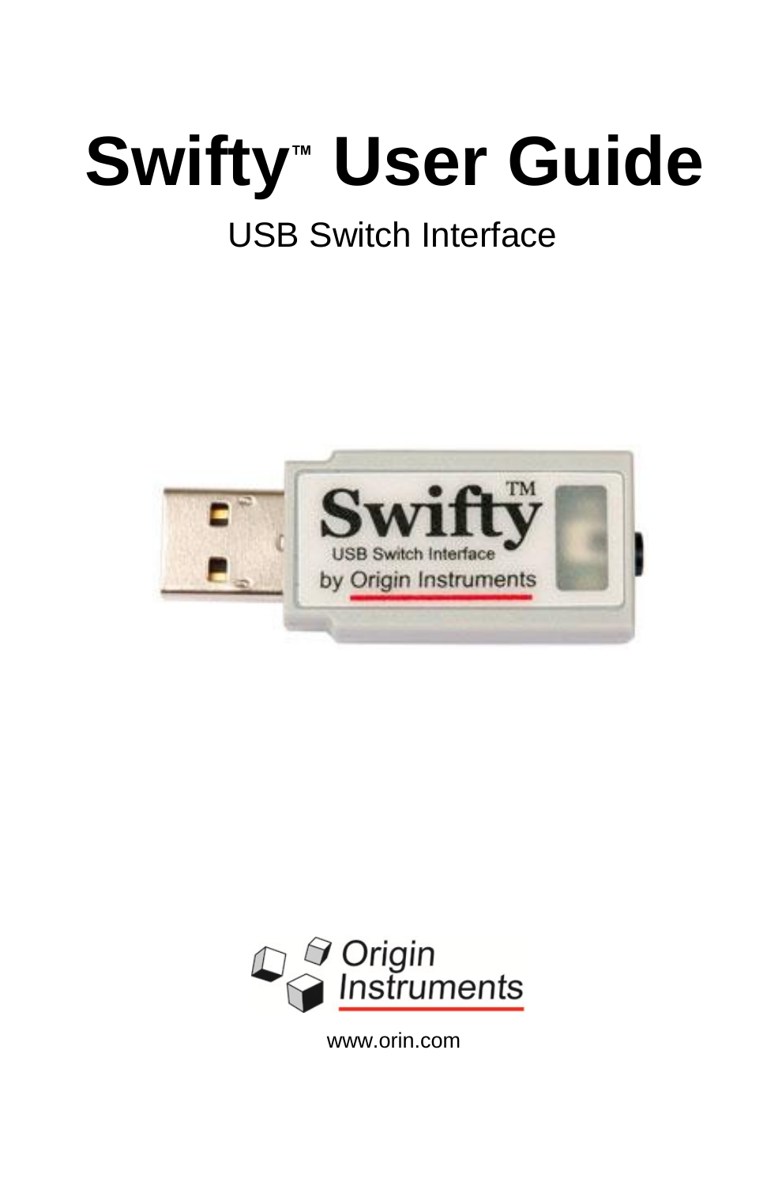# Swifty™ User Guide

USB Switch Interface

www.orin.com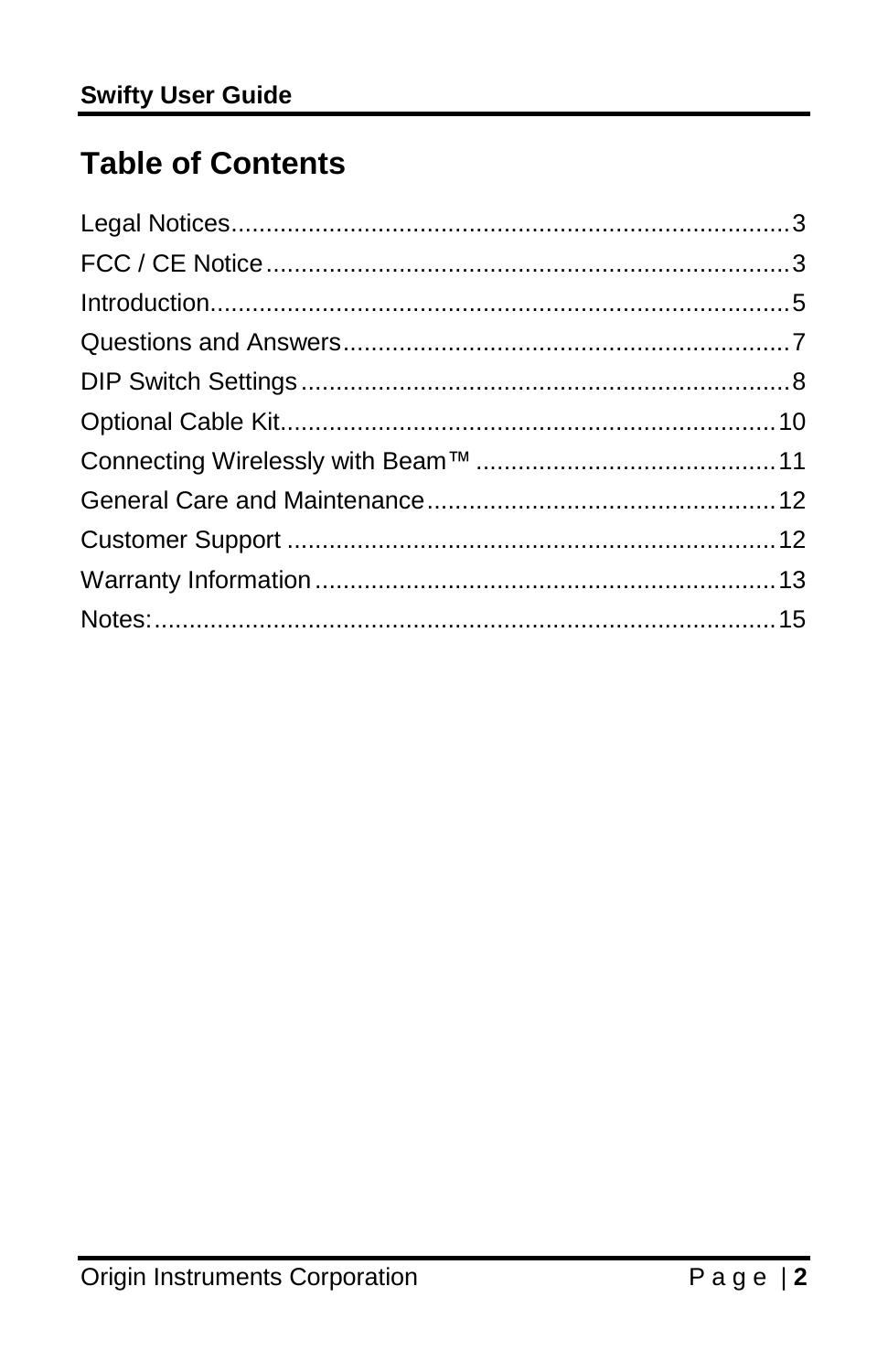# Table of Contents

Legal Notices................................................................................3
FCC / CE Notice...........................................................................3
Introduction...................................................................................5
Questions and Answers................................................................7
DIP Switch Settings......................................................................8
Optional Cable Kit.......................................................................10
Connecting Wirelessly with Beam™...........................................11
General Care and Maintenance..................................................12
Customer Support ......................................................................12
Warranty Information..................................................................13
Notes:..........................................................................................15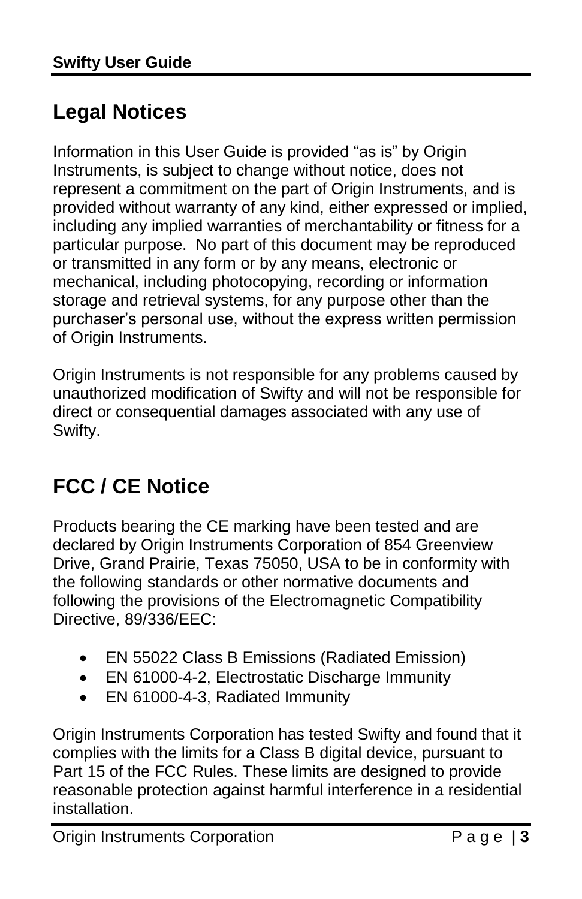## Legal Notices

Information in this User Guide is provided "as is" by Origin Instruments, is subject to change without notice, does not represent a commitment on the part of Origin Instruments, and is provided without warranty of any kind, either expressed or implied, including any implied warranties of merchantability or fitness for a particular purpose. No part of this document may be reproduced or transmitted in any form or by any means, electronic or mechanical, including photocopying, recording or information storage and retrieval systems, for any purpose other than the purchaser's personal use, without the express written permission of Origin Instruments.

Origin Instruments is not responsible for any problems caused by unauthorized modification of Swifty and will not be responsible for direct or consequential damages associated with any use of Swifty.

## FCC / CE Notice

Products bearing the CE marking have been tested and are declared by Origin Instruments Corporation of 854 Greenview Drive, Grand Prairie, Texas 75050, USA to be in conformity with the following standards or other normative documents and following the provisions of the Electromagnetic Compatibility Directive, 89/336/EEC:

- EN 55022 Class B Emissions (Radiated Emission)
- EN 61000-4-2, Electrostatic Discharge Immunity
- EN 61000-4-3, Radiated Immunity

Origin Instruments Corporation has tested Swifty and found that it complies with the limits for a Class B digital device, pursuant to Part 15 of the FCC Rules. These limits are designed to provide reasonable protection against harmful interference in a residential installation.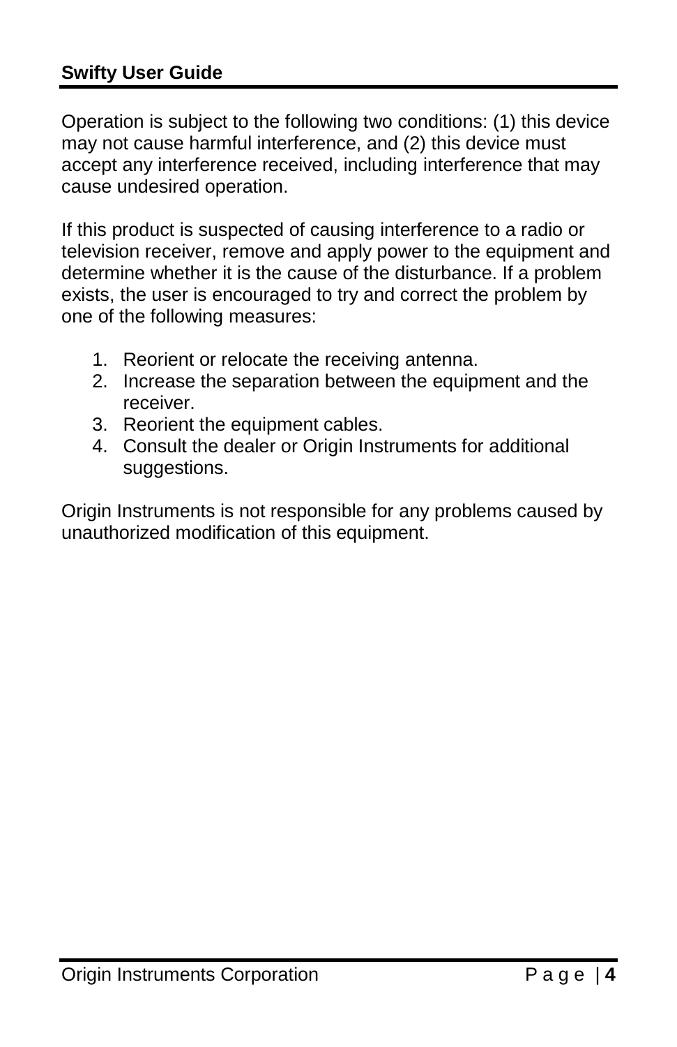Operation is subject to the following two conditions: (1) this device may not cause harmful interference, and (2) this device must accept any interference received, including interference that may cause undesired operation.

If this product is suspected of causing interference to a radio or television receiver, remove and apply power to the equipment and determine whether it is the cause of the disturbance. If a problem exists, the user is encouraged to try and correct the problem by one of the following measures:

1. Reorient or relocate the receiving antenna.
2. Increase the separation between the equipment and the receiver.
3. Reorient the equipment cables.
4. Consult the dealer or Origin Instruments for additional suggestions.

Origin Instruments is not responsible for any problems caused by unauthorized modification of this equipment.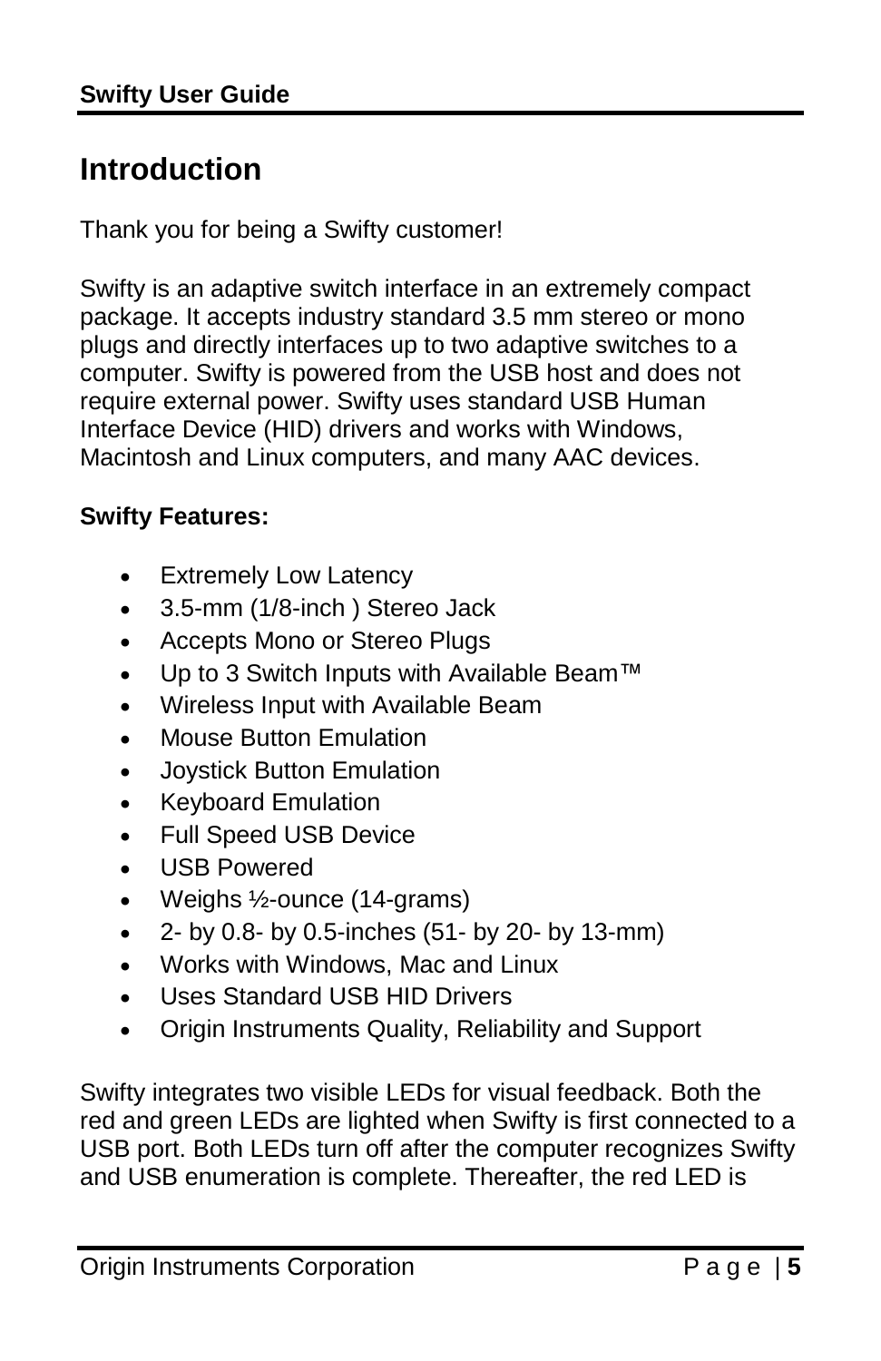# Introduction

Thank you for being a Swifty customer!

Swifty is an adaptive switch interface in an extremely compact package. It accepts industry standard 3.5 mm stereo or mono plugs and directly interfaces up to two adaptive switches to a computer. Swifty is powered from the USB host and does not require external power. Swifty uses standard USB Human Interface Device (HID) drivers and works with Windows, Macintosh and Linux computers, and many AAC devices.

**Swifty Features:**

- Extremely Low Latency
- 3.5-mm (1/8-inch ) Stereo Jack
- Accepts Mono or Stereo Plugs
- Up to 3 Switch Inputs with Available Beam™
- Wireless Input with Available Beam
- Mouse Button Emulation
- Joystick Button Emulation
- Keyboard Emulation
- Full Speed USB Device
- USB Powered
- Weighs ½-ounce (14-grams)
- 2- by 0.8- by 0.5-inches (51- by 20- by 13-mm)
- Works with Windows, Mac and Linux
- Uses Standard USB HID Drivers
- Origin Instruments Quality, Reliability and Support

Swifty integrates two visible LEDs for visual feedback. Both the red and green LEDs are lighted when Swifty is first connected to a USB port. Both LEDs turn off after the computer recognizes Swifty and USB enumeration is complete. Thereafter, the red LED is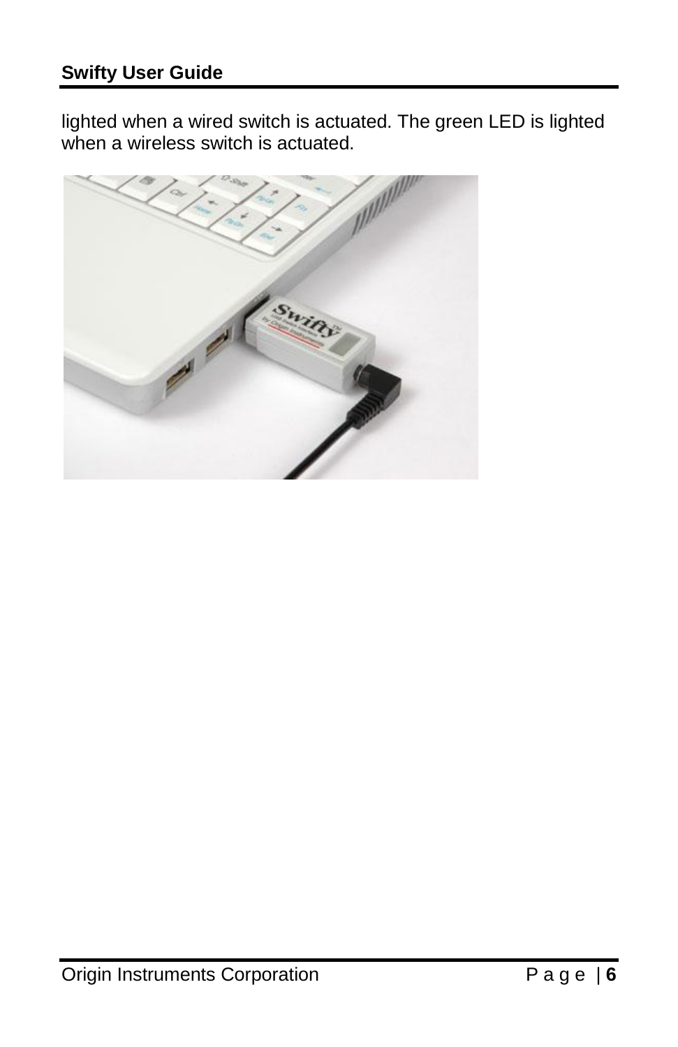lighted when a wired switch is actuated. The green LED is lighted when a wireless switch is actuated.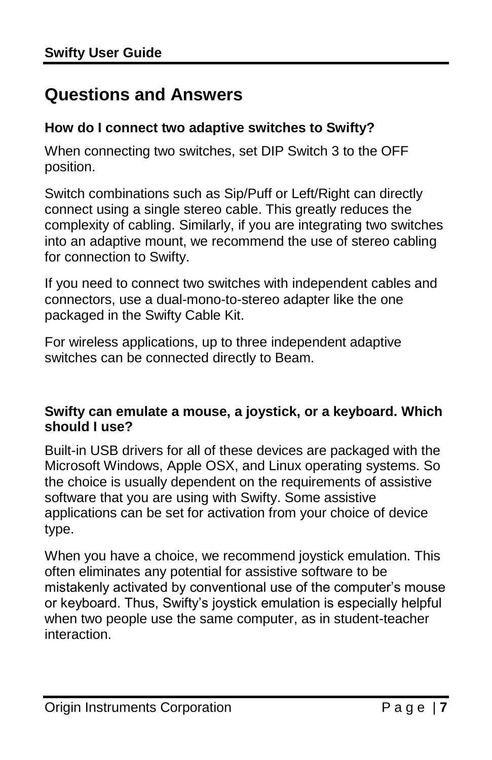# Questions and Answers

### How do I connect two adaptive switches to Swifty?

When connecting two switches, set DIP Switch 3 to the OFF position.

Switch combinations such as Sip/Puff or Left/Right can directly connect using a single stereo cable. This greatly reduces the complexity of cabling. Similarly, if you are integrating two switches into an adaptive mount, we recommend the use of stereo cabling for connection to Swifty.

If you need to connect two switches with independent cables and connectors, use a dual-mono-to-stereo adapter like the one packaged in the Swifty Cable Kit.

For wireless applications, up to three independent adaptive switches can be connected directly to Beam.

### Swifty can emulate a mouse, a joystick, or a keyboard. Which should I use?

Built-in USB drivers for all of these devices are packaged with the Microsoft Windows, Apple OSX, and Linux operating systems. So the choice is usually dependent on the requirements of assistive software that you are using with Swifty. Some assistive applications can be set for activation from your choice of device type.

When you have a choice, we recommend joystick emulation. This often eliminates any potential for assistive software to be mistakenly activated by conventional use of the computer's mouse or keyboard. Thus, Swifty's joystick emulation is especially helpful when two people use the same computer, as in student-teacher interaction.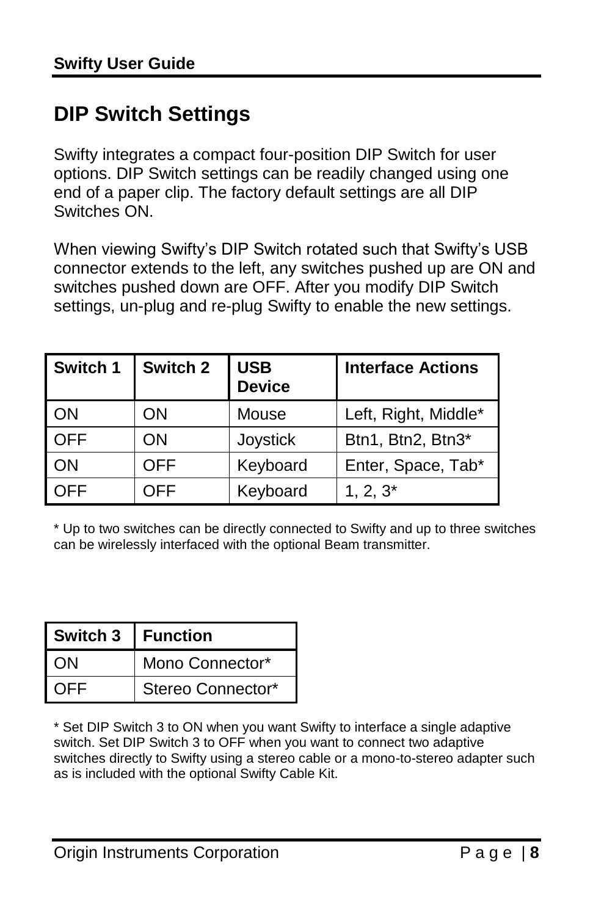## DIP Switch Settings

Swifty integrates a compact four-position DIP Switch for user options. DIP Switch settings can be readily changed using one end of a paper clip. The factory default settings are all DIP Switches ON.

When viewing Swifty's DIP Switch rotated such that Swifty's USB connector extends to the left, any switches pushed up are ON and switches pushed down are OFF. After you modify DIP Switch settings, un-plug and re-plug Swifty to enable the new settings.

| Switch 1 | Switch 2 | USB Device | Interface Actions |
|---|---|---|---|
| ON | ON | Mouse | Left, Right, Middle* |
| OFF | ON | Joystick | Btn1, Btn2, Btn3* |
| ON | OFF | Keyboard | Enter, Space, Tab* |
| OFF | OFF | Keyboard | 1, 2, 3* |

* Up to two switches can be directly connected to Swifty and up to three switches can be wirelessly interfaced with the optional Beam transmitter.

| Switch 3 | Function |
|---|---|
| ON | Mono Connector* |
| OFF | Stereo Connector* |

* Set DIP Switch 3 to ON when you want Swifty to interface a single adaptive switch. Set DIP Switch 3 to OFF when you want to connect two adaptive switches directly to Swifty using a stereo cable or a mono-to-stereo adapter such as is included with the optional Swifty Cable Kit.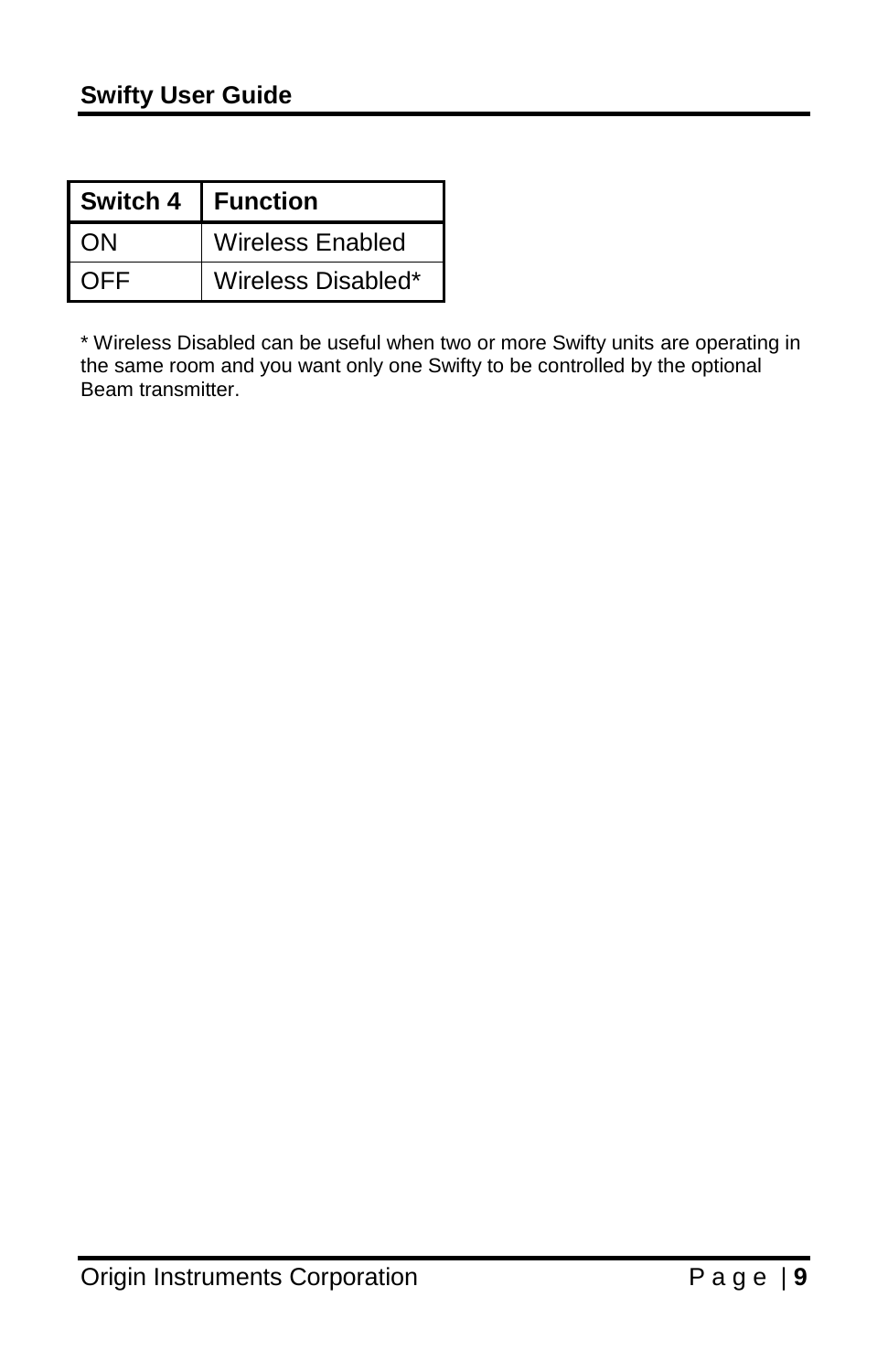| Switch 4 | Function |
| --- | --- |
| ON | Wireless Enabled |
| OFF | Wireless Disabled* |

* Wireless Disabled can be useful when two or more Swifty units are operating in the same room and you want only one Swifty to be controlled by the optional Beam transmitter.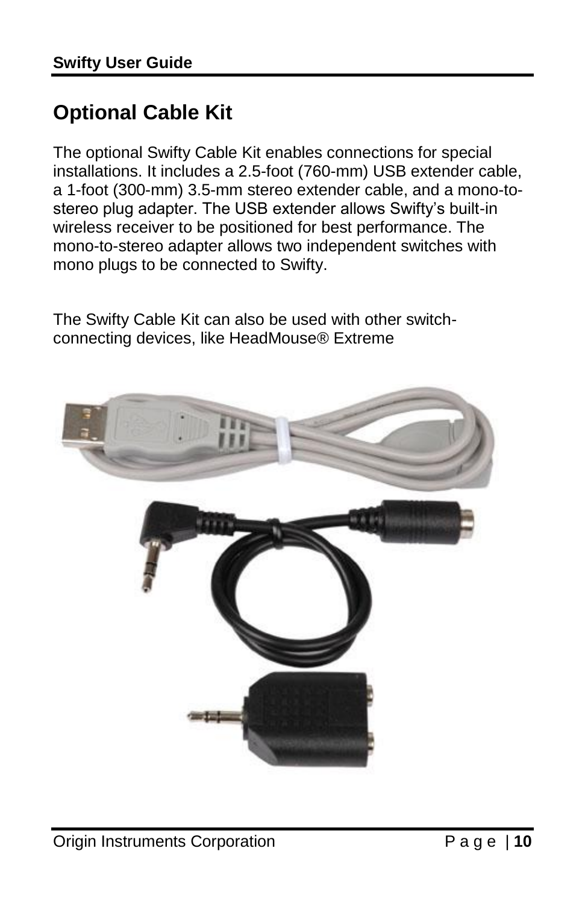# Optional Cable Kit

The optional Swifty Cable Kit enables connections for special installations. It includes a 2.5-foot (760-mm) USB extender cable, a 1-foot (300-mm) 3.5-mm stereo extender cable, and a mono-to-stereo plug adapter. The USB extender allows Swifty's built-in wireless receiver to be positioned for best performance. The mono-to-stereo adapter allows two independent switches with mono plugs to be connected to Swifty.

The Swifty Cable Kit can also be used with other switch-connecting devices, like HeadMouse® Extreme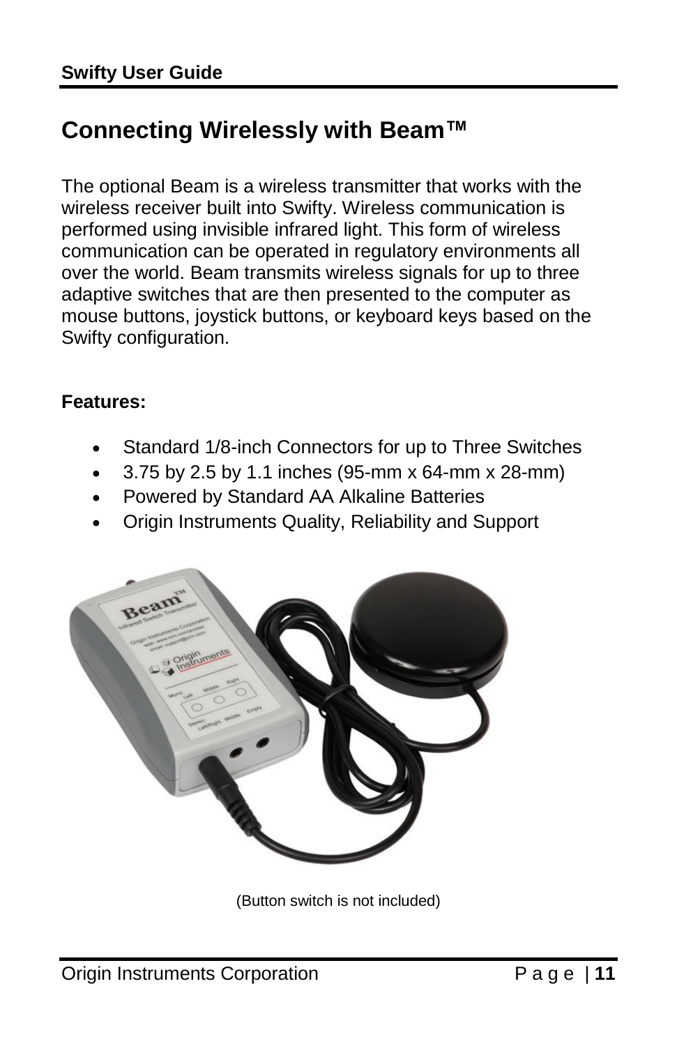## Connecting Wirelessly with Beam™

The optional Beam is a wireless transmitter that works with the wireless receiver built into Swifty. Wireless communication is performed using invisible infrared light. This form of wireless communication can be operated in regulatory environments all over the world. Beam transmits wireless signals for up to three adaptive switches that are then presented to the computer as mouse buttons, joystick buttons, or keyboard keys based on the Swifty configuration.

**Features:**

- Standard 1/8-inch Connectors for up to Three Switches
- 3.75 by 2.5 by 1.1 inches (95-mm x 64-mm x 28-mm)
- Powered by Standard AA Alkaline Batteries
- Origin Instruments Quality, Reliability and Support

(Button switch is not included)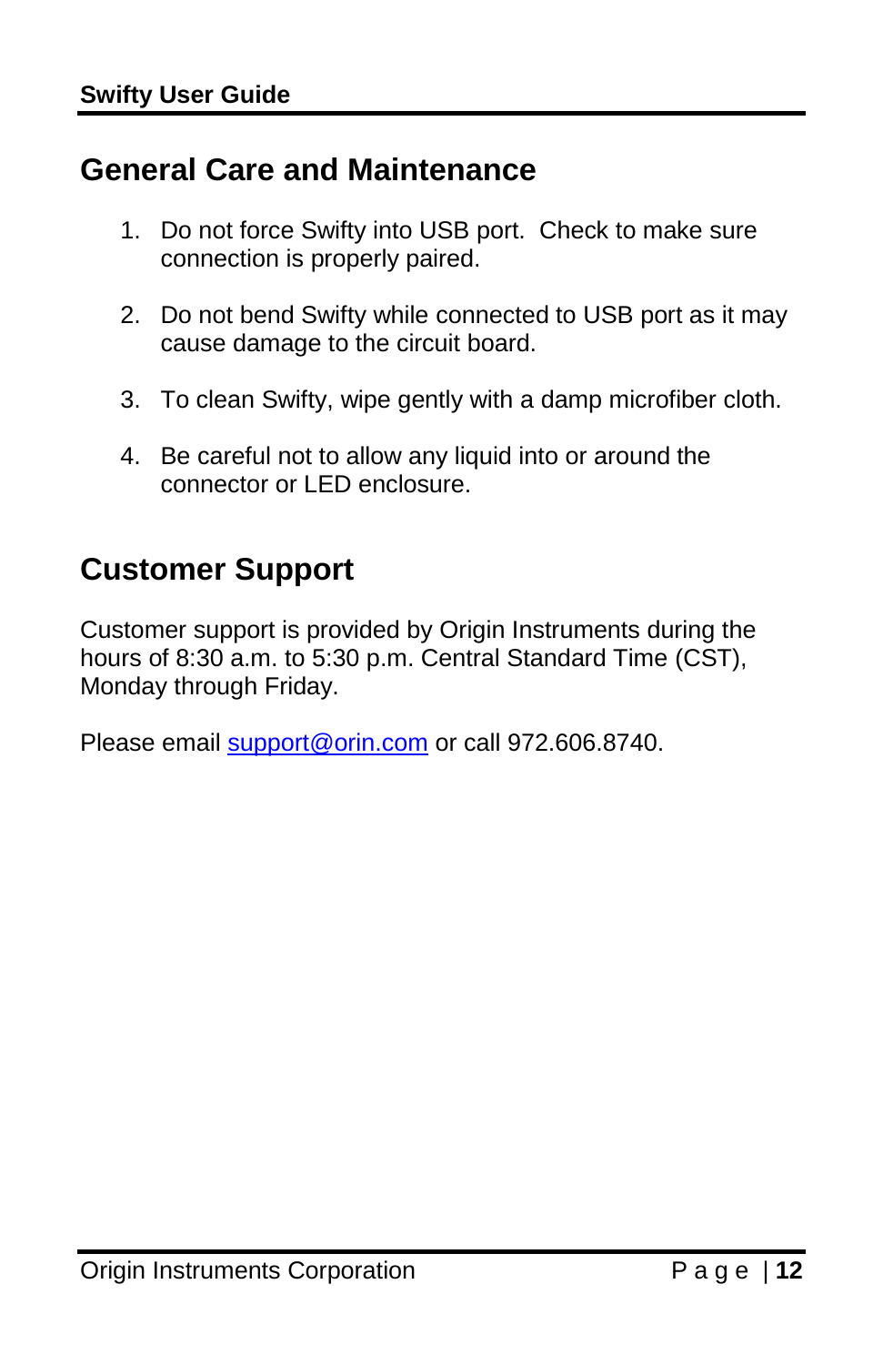## General Care and Maintenance

1. Do not force Swifty into USB port. Check to make sure connection is properly paired.

2. Do not bend Swifty while connected to USB port as it may cause damage to the circuit board.

3. To clean Swifty, wipe gently with a damp microfiber cloth.

4. Be careful not to allow any liquid into or around the connector or LED enclosure.

## Customer Support

Customer support is provided by Origin Instruments during the hours of 8:30 a.m. to 5:30 p.m. Central Standard Time (CST), Monday through Friday.

Please email support@orin.com or call 972.606.8740.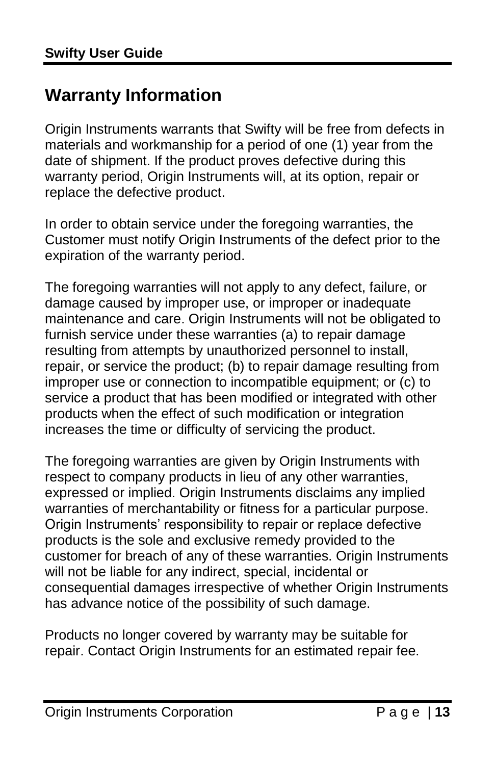## Warranty Information

Origin Instruments warrants that Swifty will be free from defects in materials and workmanship for a period of one (1) year from the date of shipment. If the product proves defective during this warranty period, Origin Instruments will, at its option, repair or replace the defective product.

In order to obtain service under the foregoing warranties, the Customer must notify Origin Instruments of the defect prior to the expiration of the warranty period.

The foregoing warranties will not apply to any defect, failure, or damage caused by improper use, or improper or inadequate maintenance and care. Origin Instruments will not be obligated to furnish service under these warranties (a) to repair damage resulting from attempts by unauthorized personnel to install, repair, or service the product; (b) to repair damage resulting from improper use or connection to incompatible equipment; or (c) to service a product that has been modified or integrated with other products when the effect of such modification or integration increases the time or difficulty of servicing the product.

The foregoing warranties are given by Origin Instruments with respect to company products in lieu of any other warranties, expressed or implied. Origin Instruments disclaims any implied warranties of merchantability or fitness for a particular purpose. Origin Instruments' responsibility to repair or replace defective products is the sole and exclusive remedy provided to the customer for breach of any of these warranties. Origin Instruments will not be liable for any indirect, special, incidental or consequential damages irrespective of whether Origin Instruments has advance notice of the possibility of such damage.

Products no longer covered by warranty may be suitable for repair. Contact Origin Instruments for an estimated repair fee.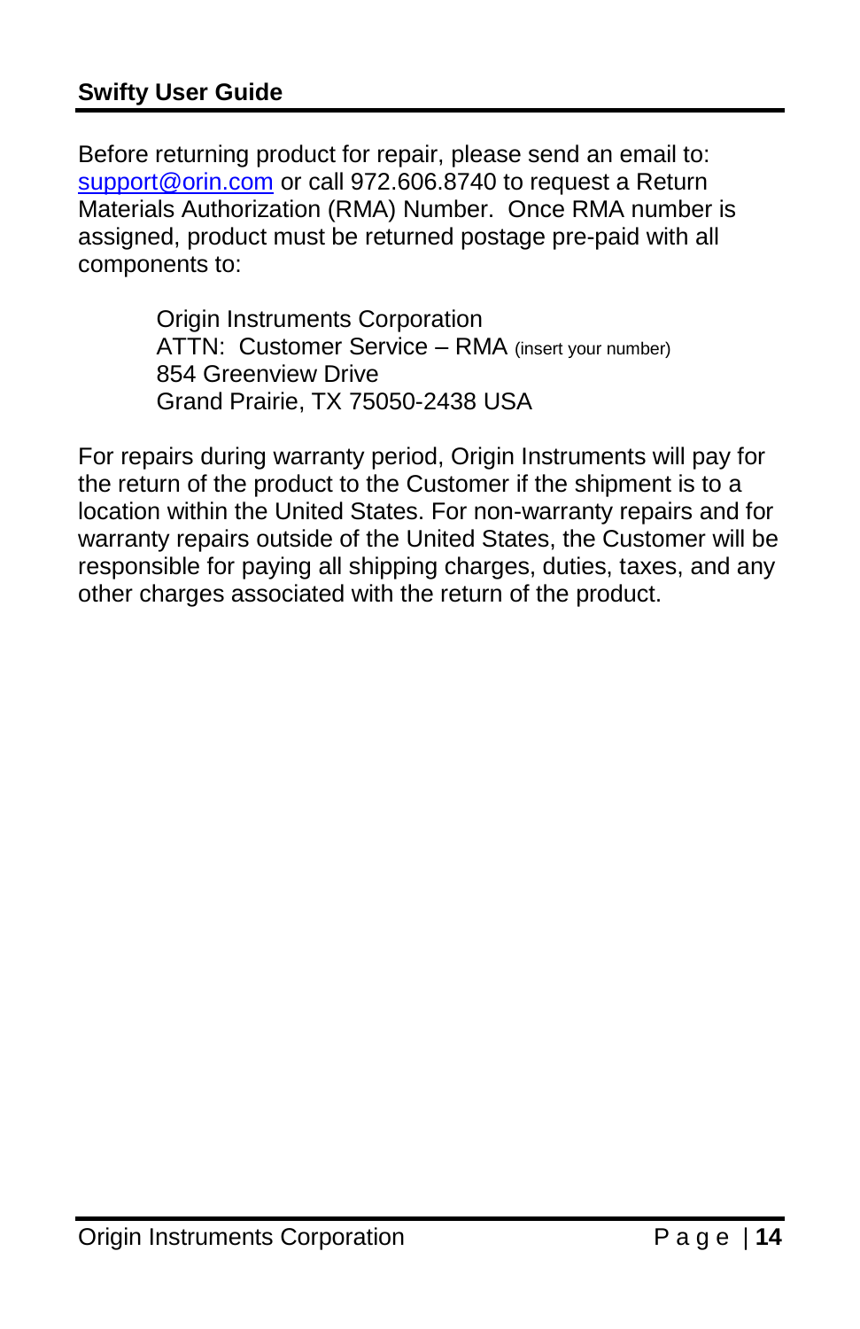Before returning product for repair, please send an email to: support@orin.com or call 972.606.8740 to request a Return Materials Authorization (RMA) Number. Once RMA number is assigned, product must be returned postage pre-paid with all components to:

> Origin Instruments Corporation
> ATTN: Customer Service – RMA (insert your number)
> 854 Greenview Drive
> Grand Prairie, TX 75050-2438 USA

For repairs during warranty period, Origin Instruments will pay for the return of the product to the Customer if the shipment is to a location within the United States. For non-warranty repairs and for warranty repairs outside of the United States, the Customer will be responsible for paying all shipping charges, duties, taxes, and any other charges associated with the return of the product.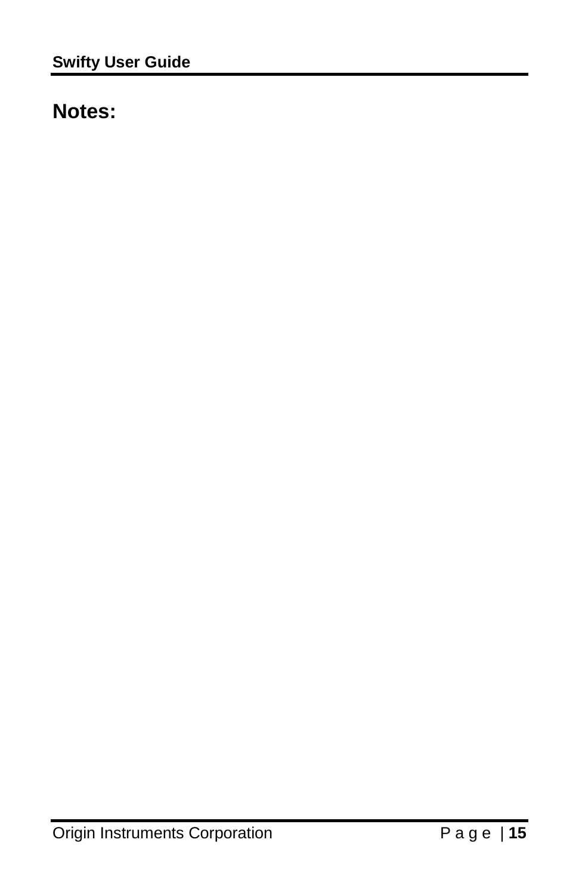## Notes: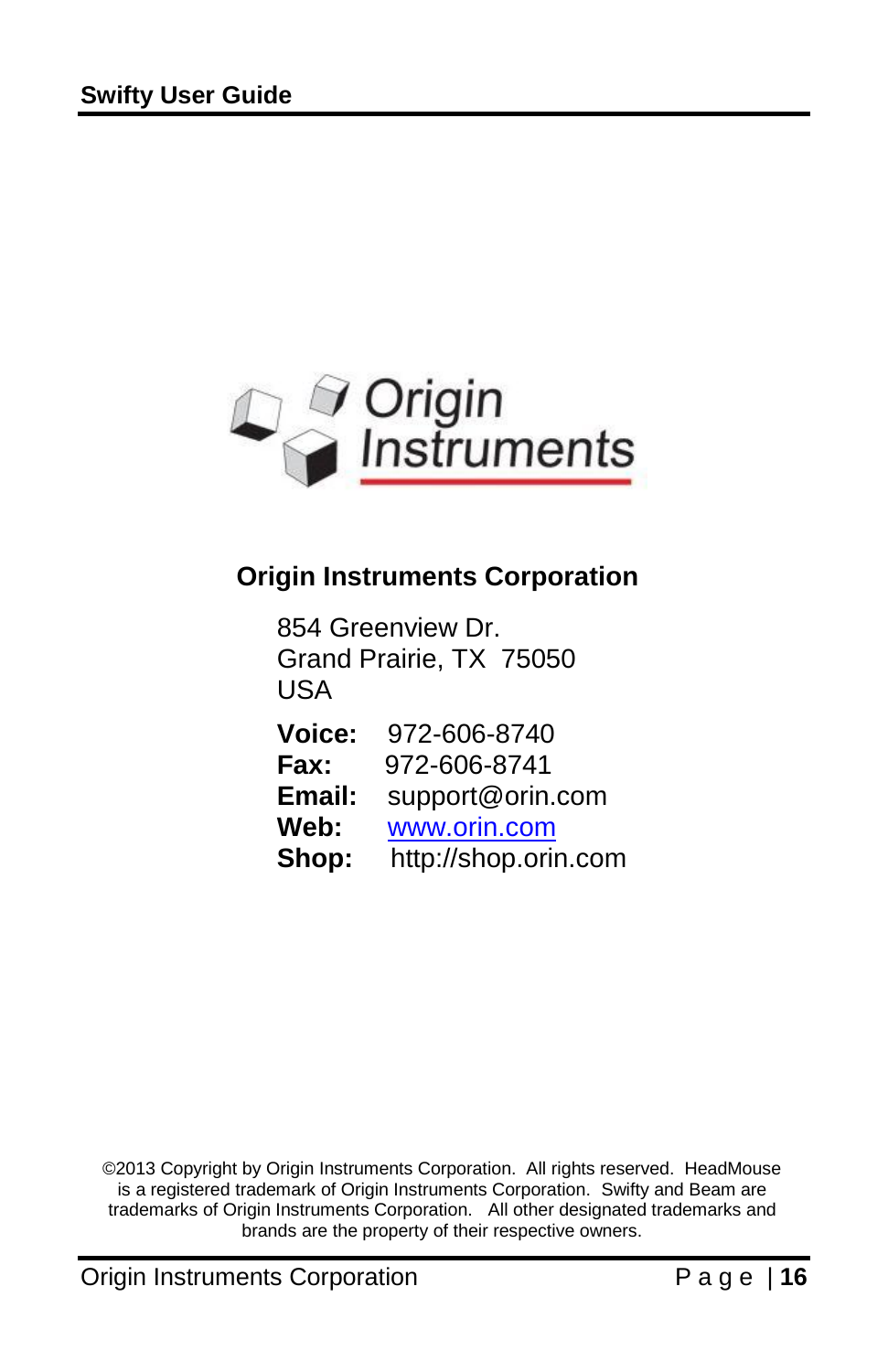Origin Instruments

**Origin Instruments Corporation**

854 Greenview Dr.
Grand Prairie, TX 75050
USA

**Voice:** 972-606-8740
**Fax:** 972-606-8741
**Email:** support@orin.com
**Web:** www.orin.com
**Shop:** http://shop.orin.com

©2013 Copyright by Origin Instruments Corporation. All rights reserved. HeadMouse is a registered trademark of Origin Instruments Corporation. Swifty and Beam are trademarks of Origin Instruments Corporation. All other designated trademarks and brands are the property of their respective owners.